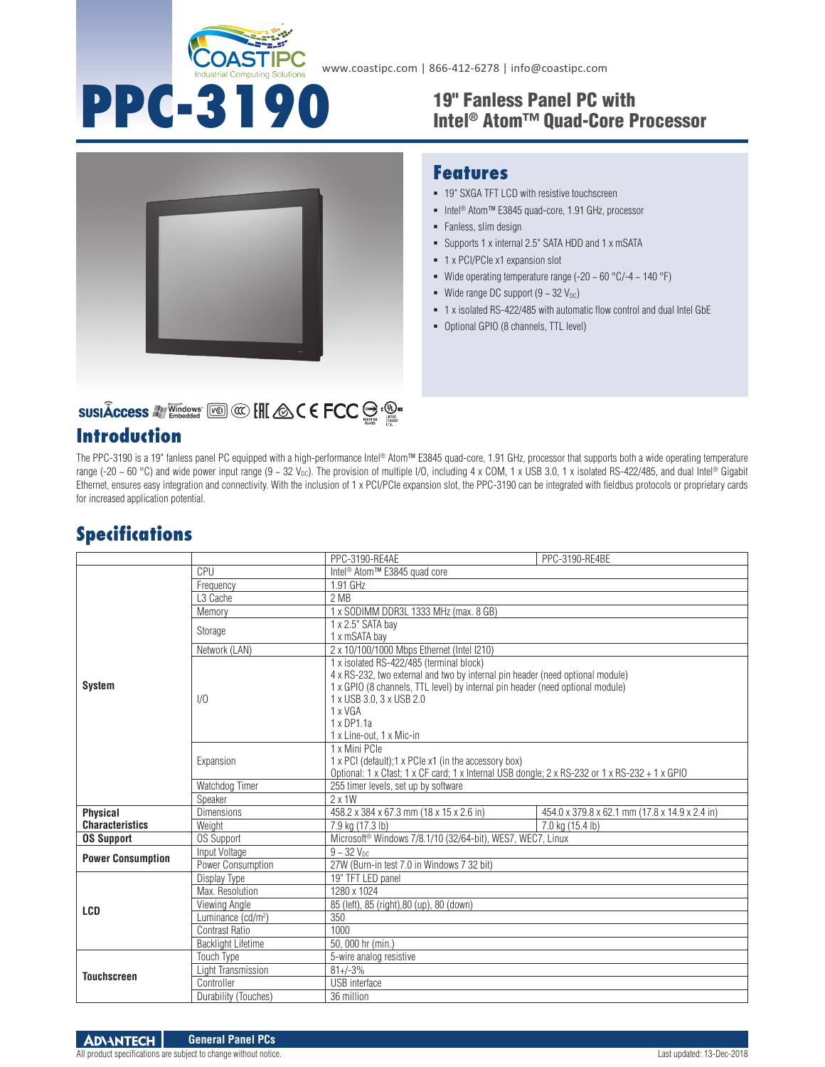www.coastipc.com | 866-412-6278 | info@coastipc.com

# PPC-3190

## 19" Fanless Panel PC with Intel® Atom™ Quad-Core Processor

## Features

- 19" SXGA TFT LCD with resistive touchscreen
- Intel® Atom™ E3845 quad-core, 1.91 GHz, processor
- Fanless, slim design
- Supports 1 x internal 2.5" SATA HDD and 1 x mSATA
- 1 x PCI/PCIe x1 expansion slot
- Wide operating temperature range (-20 ~ 60 °C/-4 ~ 140 °F)
- Wide range DC support (9 ~ 32 $V_{DC}$)
- 1 x isolated RS-422/485 with automatic flow control and dual Intel GbE
- Optional GPIO (8 channels, TTL level)

## Introduction

The PPC-3190 is a 19" fanless panel PC equipped with a high-performance Intel® Atom™ E3845 quad-core, 1.91 GHz, processor that supports both a wide operating temperature range (-20 ~ 60 °C) and wide power input range (9 ~ 32 $V_{DC}$). The provision of multiple I/O, including 4 x COM, 1 x USB 3.0, 1 x isolated RS-422/485, and dual Intel® Gigabit Ethernet, ensures easy integration and connectivity. With the inclusion of 1 x PCI/PCIe expansion slot, the PPC-3190 can be integrated with fieldbus protocols or proprietary cards for increased application potential.

## Specifications

| | | PPC-3190-RE4AE | PPC-3190-RE4BE |
|---|---|---|---|
| System | CPU | Intel® Atom™ E3845 quad core | |
| | Frequency | 1.91 GHz | |
| | L3 Cache | 2 MB | |
| | Memory | 1 x SODIMM DDR3L 1333 MHz (max. 8 GB) | |
| | Storage | 1 x 2.5" SATA bay<br>1 x mSATA bay | |
| | Network (LAN) | 2 x 10/100/1000 Mbps Ethernet (Intel I210) | |
| | I/O | 1 x isolated RS-422/485 (terminal block)<br>4 x RS-232, two external and two by internal pin header (need optional module)<br>1 x GPIO (8 channels, TTL level) by internal pin header (need optional module)<br>1 x USB 3.0, 3 x USB 2.0<br>1 x VGA<br>1 x DP1.1a<br>1 x Line-out, 1 x Mic-in | |
| | Expansion | 1 x Mini PCIe<br>1 x PCI (default);1 x PCIe x1 (in the accessory box)<br>Optional: 1 x Cfast; 1 x CF card; 1 x Internal USB dongle; 2 x RS-232 or 1 x RS-232 + 1 x GPIO | |
| | Watchdog Timer | 255 timer levels, set up by software | |
| | Speaker | 2 x 1W | |
| Physical Characteristics | Dimensions | 458.2 x 384 x 67.3 mm (18 x 15 x 2.6 in) | 454.0 x 379.8 x 62.1 mm (17.8 x 14.9 x 2.4 in) |
| | Weight | 7.9 kg (17.3 lb) | 7.0 kg (15.4 lb) |
| OS Support | OS Support | Microsoft® Windows 7/8.1/10 (32/64-bit), WES7, WEC7, Linux | |
| Power Consumption | Input Voltage | 9 ~ 32 $V_{DC}$ | |
| | Power Consumption | 27W (Burn-in test 7.0 in Windows 7 32 bit) | |
| LCD | Display Type | 19" TFT LED panel | |
| | Max. Resolution | 1280 x 1024 | |
| | Viewing Angle | 85 (left), 85 (right),80 (up), 80 (down) | |
| | Luminance (cd/m²) | 350 | |
| | Contrast Ratio | 1000 | |
| | Backlight Lifetime | 50, 000 hr (min.) | |
| Touchscreen | Touch Type | 5-wire analog resistive | |
| | Light Transmission | 81+/-3% | |
| | Controller | USB interface | |
| | Durability (Touches) | 36 million | |

All product specifications are subject to change without notice.

Last updated: 13-Dec-2018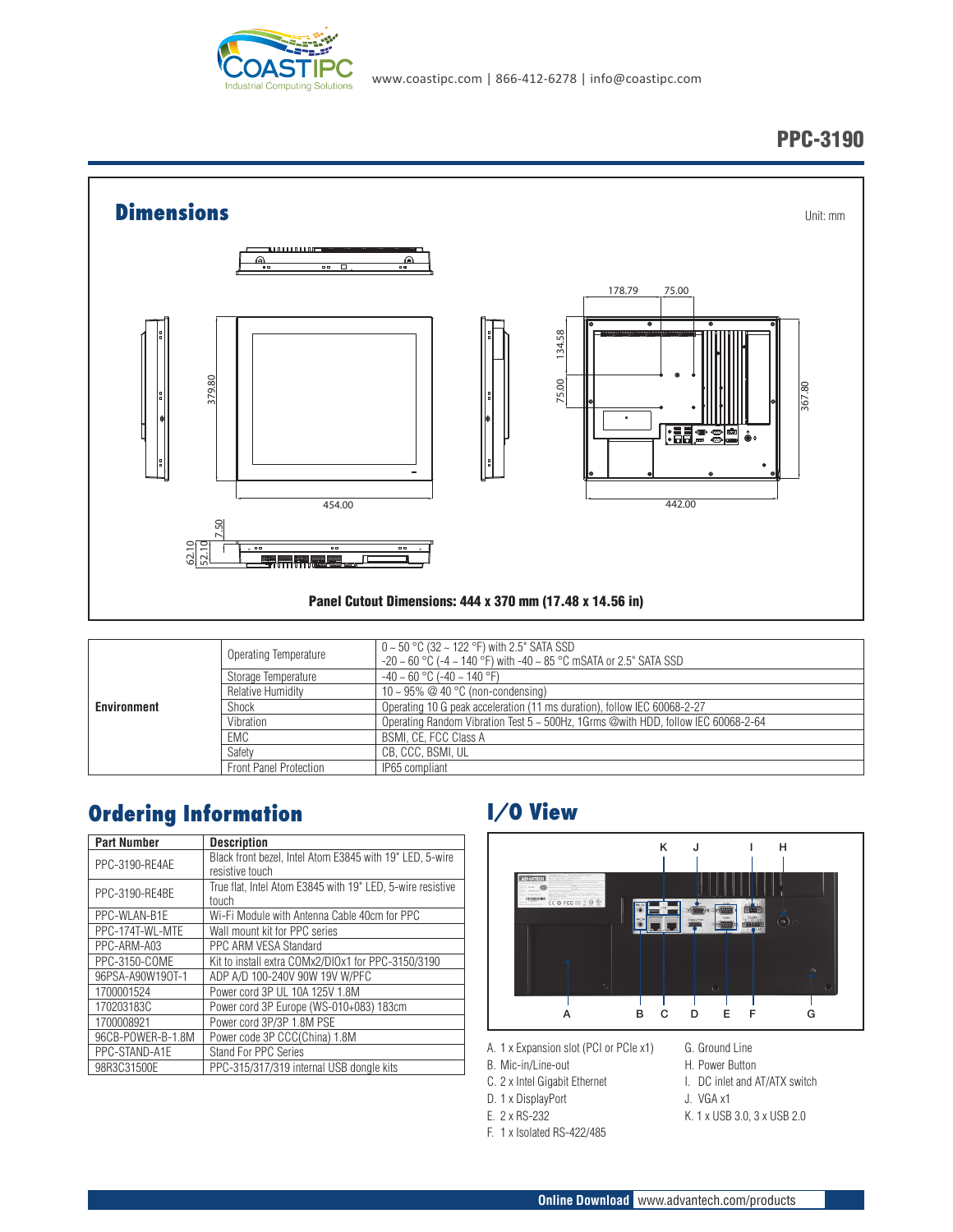# PPC-3190

## Dimensions

Unit: mm

178.79
75.00
134.58
75.00
379.80
367.80
454.00
442.00
7.50
62.10
52.10

**Panel Cutout Dimensions: 444 x 370 mm (17.48 x 14.56 in)**

| | | |
|---|---|---|
| **Environment** | Operating Temperature | 0 ~ 50 °C (32 ~ 122 °F) with 2.5" SATA SSD<br>-20 ~ 60 °C (-4 ~ 140 °F) with -40 ~ 85 °C mSATA or 2.5" SATA SSD |
| | Storage Temperature | -40 ~ 60 °C (-40 ~ 140 °F) |
| | Relative Humidity | 10 ~ 95% @ 40 °C (non-condensing) |
| | Shock | Operating 10 G peak acceleration (11 ms duration), follow IEC 60068-2-27 |
| | Vibration | Operating Random Vibration Test 5 ~ 500Hz, 1Grms @with HDD, follow IEC 60068-2-64 |
| | EMC | BSMI, CE, FCC Class A |
| | Safety | CB, CCC, BSMI, UL |
| | Front Panel Protection | IP65 compliant |

## Ordering Information

| Part Number | Description |
|---|---|
| PPC-3190-RE4AE | Black front bezel, Intel Atom E3845 with 19" LED, 5-wire resistive touch |
| PPC-3190-RE4BE | True flat, Intel Atom E3845 with 19" LED, 5-wire resistive touch |
| PPC-WLAN-B1E | Wi-Fi Module with Antenna Cable 40cm for PPC |
| PPC-174T-WL-MTE | Wall mount kit for PPC series |
| PPC-ARM-A03 | PPC ARM VESA Standard |
| PPC-3150-COME | Kit to install extra COMx2/DIOx1 for PPC-3150/3190 |
| 96PSA-A90W19OT-1 | ADP A/D 100-240V 90W 19V W/PFC |
| 1700001524 | Power cord 3P UL 10A 125V 1.8M |
| 170203183C | Power cord 3P Europe (WS-010+083) 183cm |
| 1700008921 | Power cord 3P/3P 1.8M PSE |
| 96CB-POWER-B-1.8M | Power code 3P CCC(China) 1.8M |
| PPC-STAND-A1E | Stand For PPC Series |
| 98R3C31500E | PPC-315/317/319 internal USB dongle kits |

## I/O View

K J I H

A B C D E F G

A. 1 x Expansion slot (PCI or PCIe x1)
B. Mic-in/Line-out
C. 2 x Intel Gigabit Ethernet
D. 1 x DisplayPort
E. 2 x RS-232
F. 1 x Isolated RS-422/485
G. Ground Line
H. Power Button
I. DC inlet and AT/ATX switch
J. VGA x1
K. 1 x USB 3.0, 3 x USB 2.0

**Online Download** www.advantech.com/products